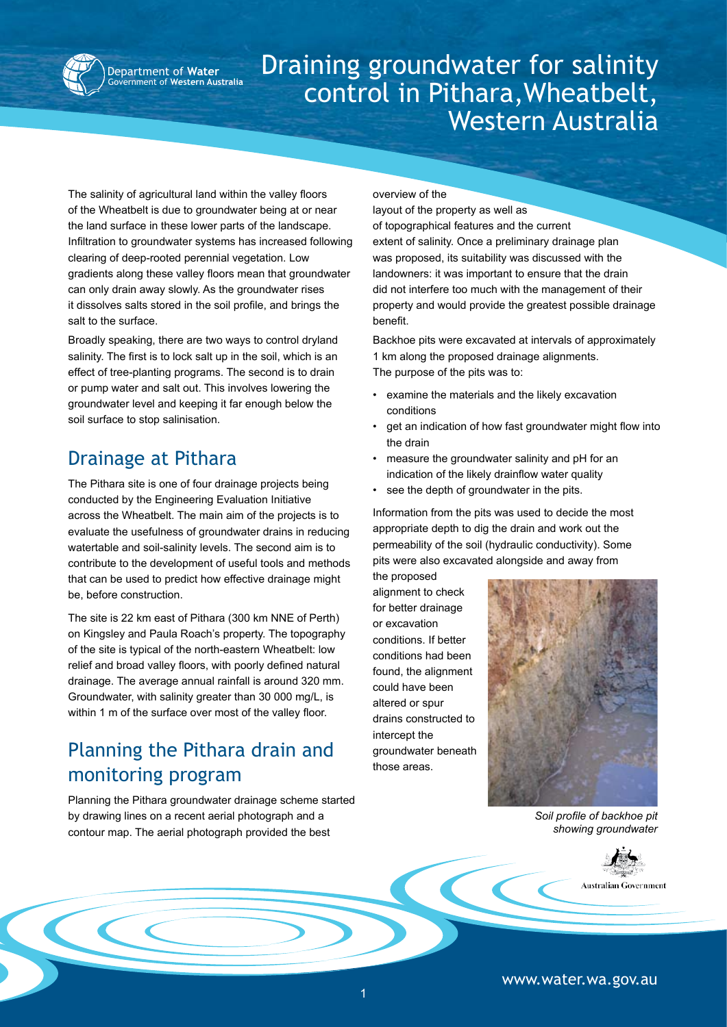# Draining groundwater for salinity control in Pithara, Wheatbelt, Western Australia

The salinity of agricultural land within the valley floors of the Wheatbelt is due to groundwater being at or near the land surface in these lower parts of the landscape. Infiltration to groundwater systems has increased following clearing of deep-rooted perennial vegetation. Low gradients along these valley floors mean that groundwater can only drain away slowly. As the groundwater rises it dissolves salts stored in the soil profile, and brings the salt to the surface.

Broadly speaking, there are two ways to control dryland salinity. The first is to lock salt up in the soil, which is an effect of tree-planting programs. The second is to drain or pump water and salt out. This involves lowering the groundwater level and keeping it far enough below the soil surface to stop salinisation.

## Drainage at Pithara

The Pithara site is one of four drainage projects being conducted by the Engineering Evaluation Initiative across the Wheatbelt. The main aim of the projects is to evaluate the usefulness of groundwater drains in reducing watertable and soil-salinity levels. The second aim is to contribute to the development of useful tools and methods that can be used to predict how effective drainage might be, before construction.

The site is 22 km east of Pithara (300 km NNE of Perth) on Kingsley and Paula Roach's property. The topography of the site is typical of the north-eastern Wheatbelt: low relief and broad valley floors, with poorly defined natural drainage. The average annual rainfall is around 320 mm. Groundwater, with salinity greater than 30 000 mg/L, is within 1 m of the surface over most of the valley floor.

## Planning the Pithara drain and monitoring program

Planning the Pithara groundwater drainage scheme started by drawing lines on a recent aerial photograph and a contour map. The aerial photograph provided the best overview of the layout of the property as well as of topographical features and the current extent of salinity. Once a preliminary drainage plan was proposed, its suitability was discussed with the landowners: it was important to ensure that the drain did not interfere too much with the management of their property and would provide the greatest possible drainage benefit.

Backhoe pits were excavated at intervals of approximately 1 km along the proposed drainage alignments. The purpose of the pits was to:

- examine the materials and the likely excavation conditions
- get an indication of how fast groundwater might flow into the drain
- measure the groundwater salinity and pH for an indication of the likely drainflow water quality
- see the depth of groundwater in the pits.

Information from the pits was used to decide the most appropriate depth to dig the drain and work out the permeability of the soil (hydraulic conductivity). Some pits were also excavated alongside and away from the proposed alignment to check for better drainage or excavation conditions. If better conditions had been found, the alignment could have been altered or spur drains constructed to intercept the groundwater beneath those areas.

*Soil profile of backhoe pit showing groundwater*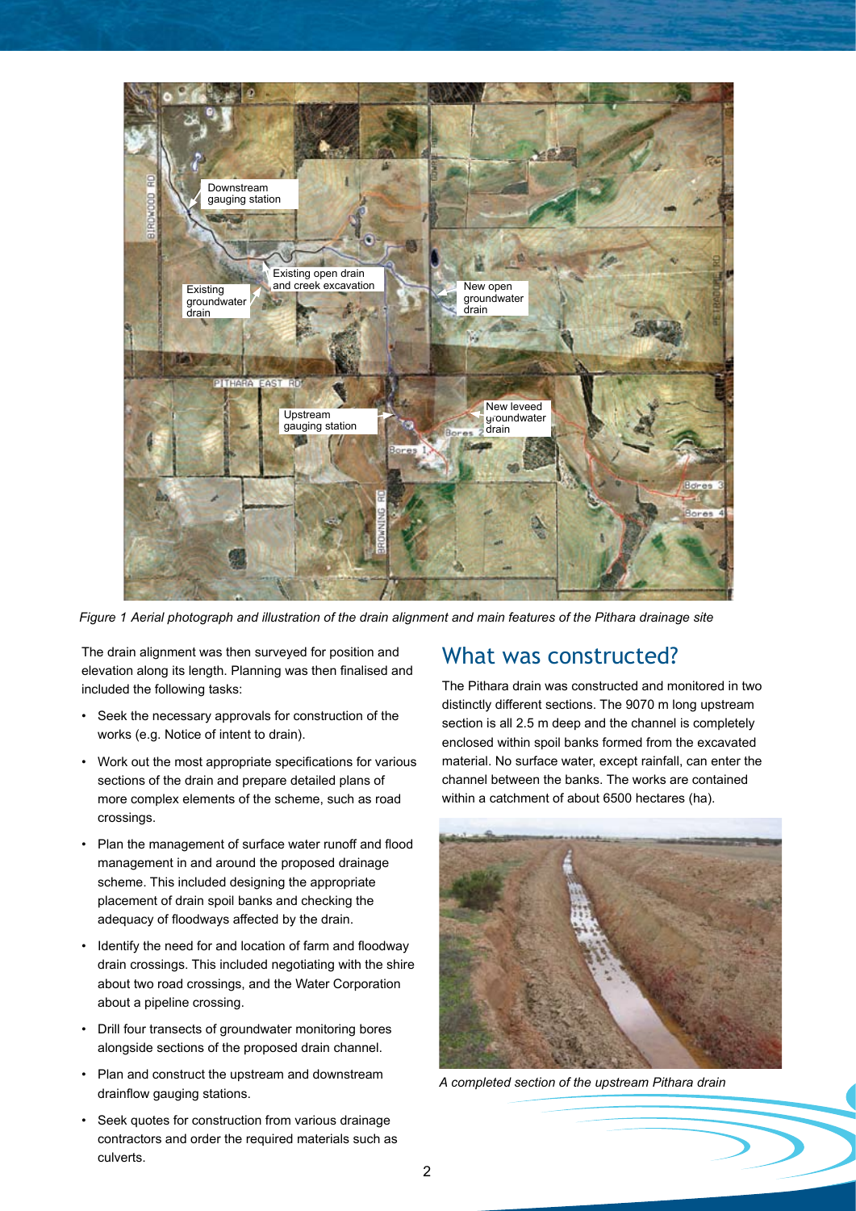*Figure 1 Aerial photograph and illustration of the drain alignment and main features of the Pithara drainage site*

The drain alignment was then surveyed for position and elevation along its length. Planning was then finalised and included the following tasks:

- Seek the necessary approvals for construction of the works (e.g. Notice of intent to drain).
- Work out the most appropriate specifications for various sections of the drain and prepare detailed plans of more complex elements of the scheme, such as road crossings.
- Plan the management of surface water runoff and flood management in and around the proposed drainage scheme. This included designing the appropriate placement of drain spoil banks and checking the adequacy of floodways affected by the drain.
- Identify the need for and location of farm and floodway drain crossings. This included negotiating with the shire about two road crossings, and the Water Corporation about a pipeline crossing.
- Drill four transects of groundwater monitoring bores alongside sections of the proposed drain channel.
- Plan and construct the upstream and downstream drainflow gauging stations.
- Seek quotes for construction from various drainage contractors and order the required materials such as culverts.

## What was constructed?

The Pithara drain was constructed and monitored in two distinctly different sections. The 9070 m long upstream section is all 2.5 m deep and the channel is completely enclosed within spoil banks formed from the excavated material. No surface water, except rainfall, can enter the channel between the banks. The works are contained within a catchment of about 6500 hectares (ha).

*A completed section of the upstream Pithara drain*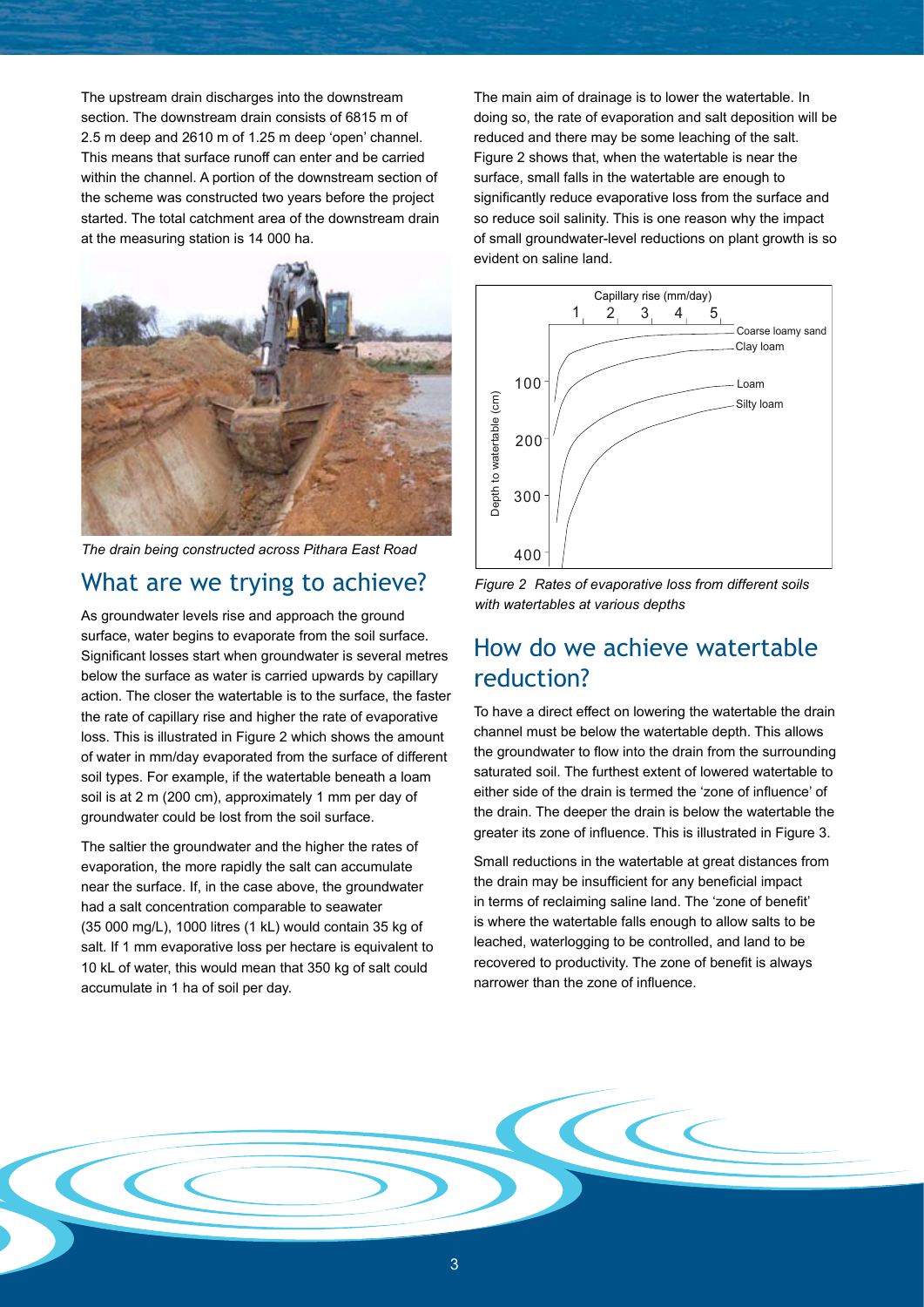The upstream drain discharges into the downstream section. The downstream drain consists of 6815 m of 2.5 m deep and 2610 m of 1.25 m deep 'open' channel. This means that surface runoff can enter and be carried within the channel. A portion of the downstream section of the scheme was constructed two years before the project started. The total catchment area of the downstream drain at the measuring station is 14 000 ha.

*The drain being constructed across Pithara East Road*

## What are we trying to achieve?

As groundwater levels rise and approach the ground surface, water begins to evaporate from the soil surface. Significant losses start when groundwater is several metres below the surface as water is carried upwards by capillary action. The closer the watertable is to the surface, the faster the rate of capillary rise and higher the rate of evaporative loss. This is illustrated in Figure 2 which shows the amount of water in mm/day evaporated from the surface of different soil types. For example, if the watertable beneath a loam soil is at 2 m (200 cm), approximately 1 mm per day of groundwater could be lost from the soil surface.

The saltier the groundwater and the higher the rates of evaporation, the more rapidly the salt can accumulate near the surface. If, in the case above, the groundwater had a salt concentration comparable to seawater (35 000 mg/L), 1000 litres (1 kL) would contain 35 kg of salt. If 1 mm evaporative loss per hectare is equivalent to 10 kL of water, this would mean that 350 kg of salt could accumulate in 1 ha of soil per day.

The main aim of drainage is to lower the watertable. In doing so, the rate of evaporation and salt deposition will be reduced and there may be some leaching of the salt. Figure 2 shows that, when the watertable is near the surface, small falls in the watertable are enough to significantly reduce evaporative loss from the surface and so reduce soil salinity. This is one reason why the impact of small groundwater-level reductions on plant growth is so evident on saline land.

*Figure 2 Rates of evaporative loss from different soils with watertables at various depths*

## How do we achieve watertable reduction?

To have a direct effect on lowering the watertable the drain channel must be below the watertable depth. This allows the groundwater to flow into the drain from the surrounding saturated soil. The furthest extent of lowered watertable to either side of the drain is termed the 'zone of influence' of the drain. The deeper the drain is below the watertable the greater its zone of influence. This is illustrated in Figure 3.

Small reductions in the watertable at great distances from the drain may be insufficient for any beneficial impact in terms of reclaiming saline land. The 'zone of benefit' is where the watertable falls enough to allow salts to be leached, waterlogging to be controlled, and land to be recovered to productivity. The zone of benefit is always narrower than the zone of influence.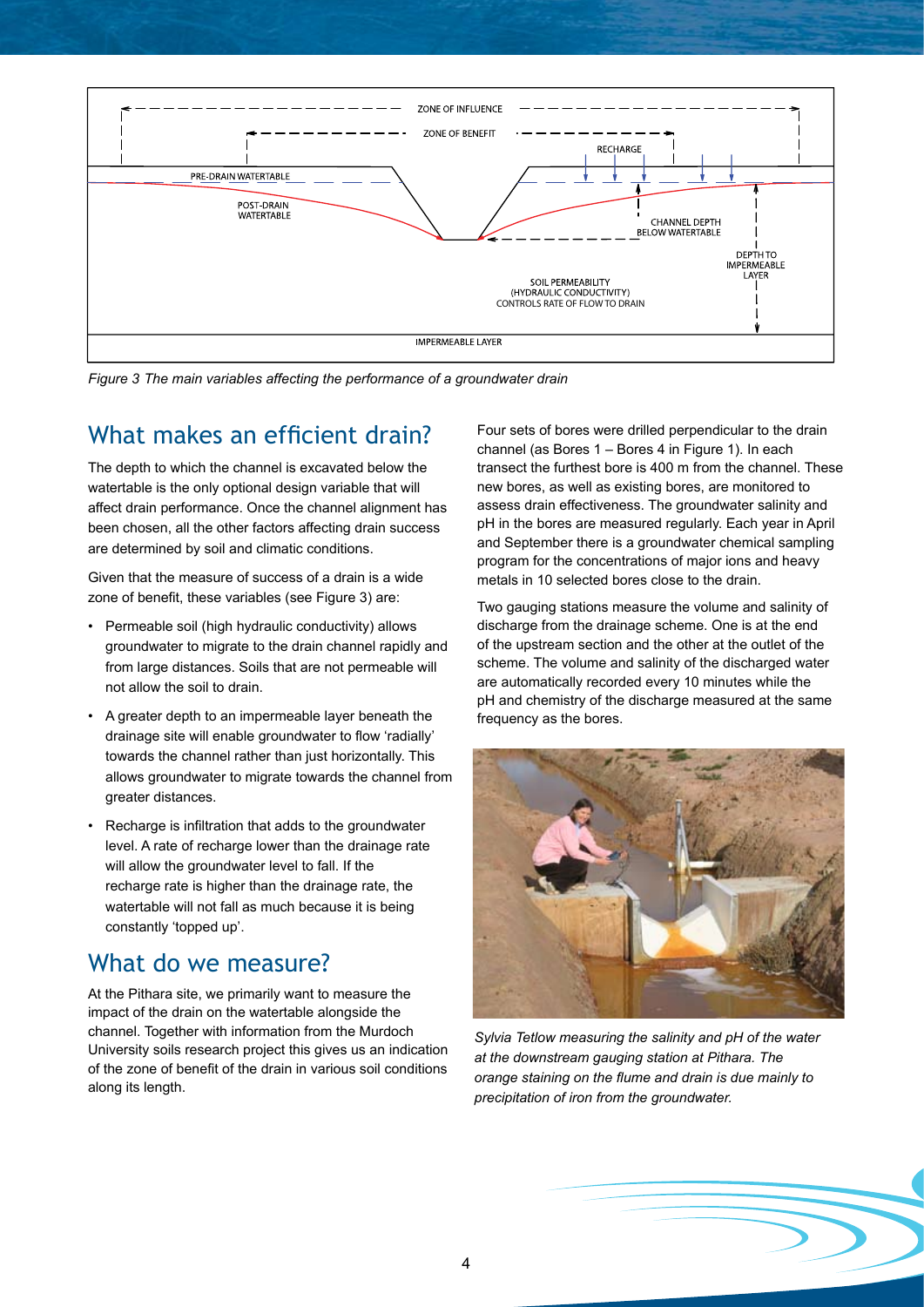*Figure 3 The main variables affecting the performance of a groundwater drain*

## What makes an efficient drain?

The depth to which the channel is excavated below the watertable is the only optional design variable that will affect drain performance. Once the channel alignment has been chosen, all the other factors affecting drain success are determined by soil and climatic conditions.

Given that the measure of success of a drain is a wide zone of benefit, these variables (see Figure 3) are:

- Permeable soil (high hydraulic conductivity) allows groundwater to migrate to the drain channel rapidly and from large distances. Soils that are not permeable will not allow the soil to drain.
- A greater depth to an impermeable layer beneath the drainage site will enable groundwater to flow 'radially' towards the channel rather than just horizontally. This allows groundwater to migrate towards the channel from greater distances.
- Recharge is infiltration that adds to the groundwater level. A rate of recharge lower than the drainage rate will allow the groundwater level to fall. If the recharge rate is higher than the drainage rate, the watertable will not fall as much because it is being constantly 'topped up'.

## What do we measure?

At the Pithara site, we primarily want to measure the impact of the drain on the watertable alongside the channel. Together with information from the Murdoch University soils research project this gives us an indication of the zone of benefit of the drain in various soil conditions along its length.

Four sets of bores were drilled perpendicular to the drain channel (as Bores 1 – Bores 4 in Figure 1). In each transect the furthest bore is 400 m from the channel. These new bores, as well as existing bores, are monitored to assess drain effectiveness. The groundwater salinity and pH in the bores are measured regularly. Each year in April and September there is a groundwater chemical sampling program for the concentrations of major ions and heavy metals in 10 selected bores close to the drain.

Two gauging stations measure the volume and salinity of discharge from the drainage scheme. One is at the end of the upstream section and the other at the outlet of the scheme. The volume and salinity of the discharged water are automatically recorded every 10 minutes while the pH and chemistry of the discharge measured at the same frequency as the bores.

*Sylvia Tetlow measuring the salinity and pH of the water at the downstream gauging station at Pithara. The orange staining on the flume and drain is due mainly to precipitation of iron from the groundwater.*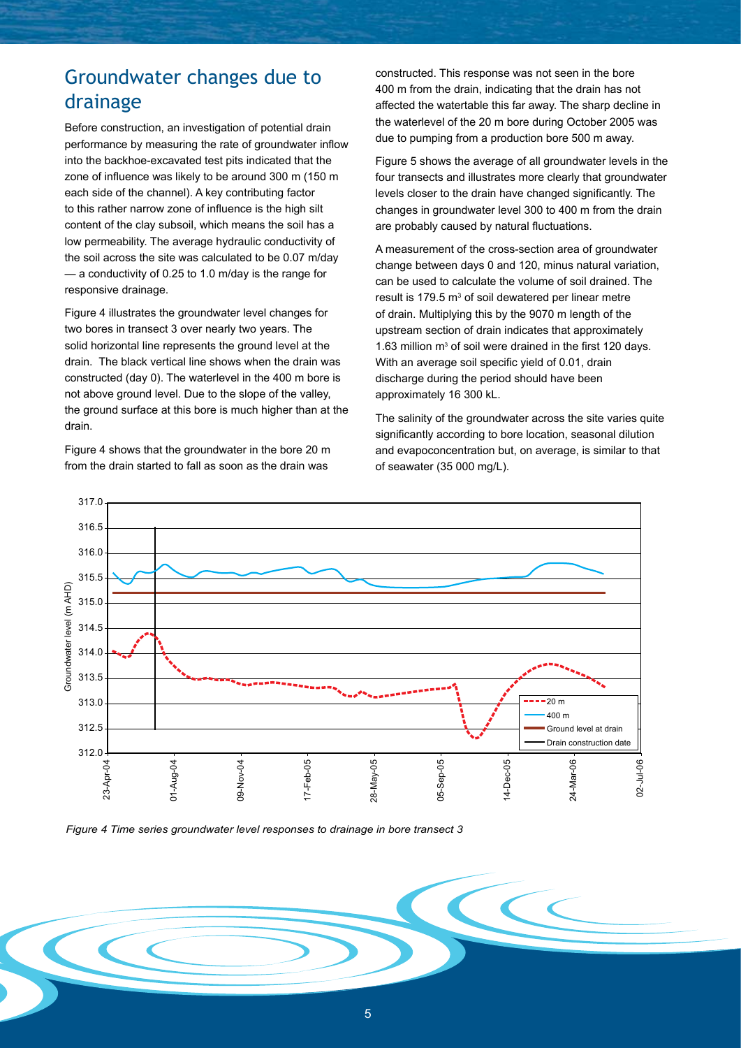## Groundwater changes due to drainage

Before construction, an investigation of potential drain performance by measuring the rate of groundwater inflow into the backhoe-excavated test pits indicated that the zone of influence was likely to be around 300 m (150 m each side of the channel). A key contributing factor to this rather narrow zone of influence is the high silt content of the clay subsoil, which means the soil has a low permeability. The average hydraulic conductivity of the soil across the site was calculated to be 0.07 m/day — a conductivity of 0.25 to 1.0 m/day is the range for responsive drainage.

Figure 4 illustrates the groundwater level changes for two bores in transect 3 over nearly two years. The solid horizontal line represents the ground level at the drain. The black vertical line shows when the drain was constructed (day 0). The waterlevel in the 400 m bore is not above ground level. Due to the slope of the valley, the ground surface at this bore is much higher than at the drain.

Figure 4 shows that the groundwater in the bore 20 m from the drain started to fall as soon as the drain was constructed. This response was not seen in the bore 400 m from the drain, indicating that the drain has not affected the watertable this far away. The sharp decline in the waterlevel of the 20 m bore during October 2005 was due to pumping from a production bore 500 m away.

Figure 5 shows the average of all groundwater levels in the four transects and illustrates more clearly that groundwater levels closer to the drain have changed significantly. The changes in groundwater level 300 to 400 m from the drain are probably caused by natural fluctuations.

A measurement of the cross-section area of groundwater change between days 0 and 120, minus natural variation, can be used to calculate the volume of soil drained. The result is 179.5 $m^3$ of soil dewatered per linear metre of drain. Multiplying this by the 9070 m length of the upstream section of drain indicates that approximately 1.63 million $m^3$ of soil were drained in the first 120 days. With an average soil specific yield of 0.01, drain discharge during the period should have been approximately 16 300 kL.

The salinity of the groundwater across the site varies quite significantly according to bore location, seasonal dilution and evapoconcentration but, on average, is similar to that of seawater (35 000 mg/L).

*Figure 4 Time series groundwater level responses to drainage in bore transect 3*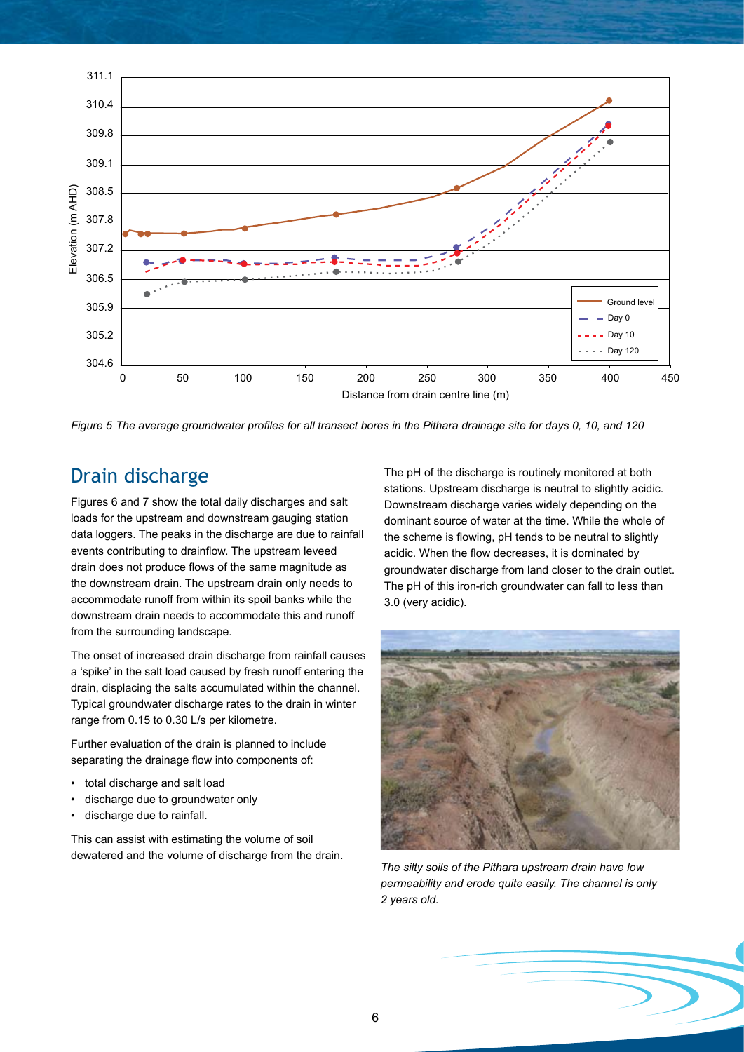*Figure 5 The average groundwater profiles for all transect bores in the Pithara drainage site for days 0, 10, and 120*

## Drain discharge

Figures 6 and 7 show the total daily discharges and salt loads for the upstream and downstream gauging station data loggers. The peaks in the discharge are due to rainfall events contributing to drainflow. The upstream leveed drain does not produce flows of the same magnitude as the downstream drain. The upstream drain only needs to accommodate runoff from within its spoil banks while the downstream drain needs to accommodate this and runoff from the surrounding landscape.

The onset of increased drain discharge from rainfall causes a 'spike' in the salt load caused by fresh runoff entering the drain, displacing the salts accumulated within the channel. Typical groundwater discharge rates to the drain in winter range from 0.15 to 0.30 L/s per kilometre.

Further evaluation of the drain is planned to include separating the drainage flow into components of:

- total discharge and salt load
- discharge due to groundwater only
- discharge due to rainfall.

This can assist with estimating the volume of soil dewatered and the volume of discharge from the drain.

The pH of the discharge is routinely monitored at both stations. Upstream discharge is neutral to slightly acidic. Downstream discharge varies widely depending on the dominant source of water at the time. While the whole of the scheme is flowing, pH tends to be neutral to slightly acidic. When the flow decreases, it is dominated by groundwater discharge from land closer to the drain outlet. The pH of this iron-rich groundwater can fall to less than 3.0 (very acidic).

*The silty soils of the Pithara upstream drain have low permeability and erode quite easily. The channel is only 2 years old.*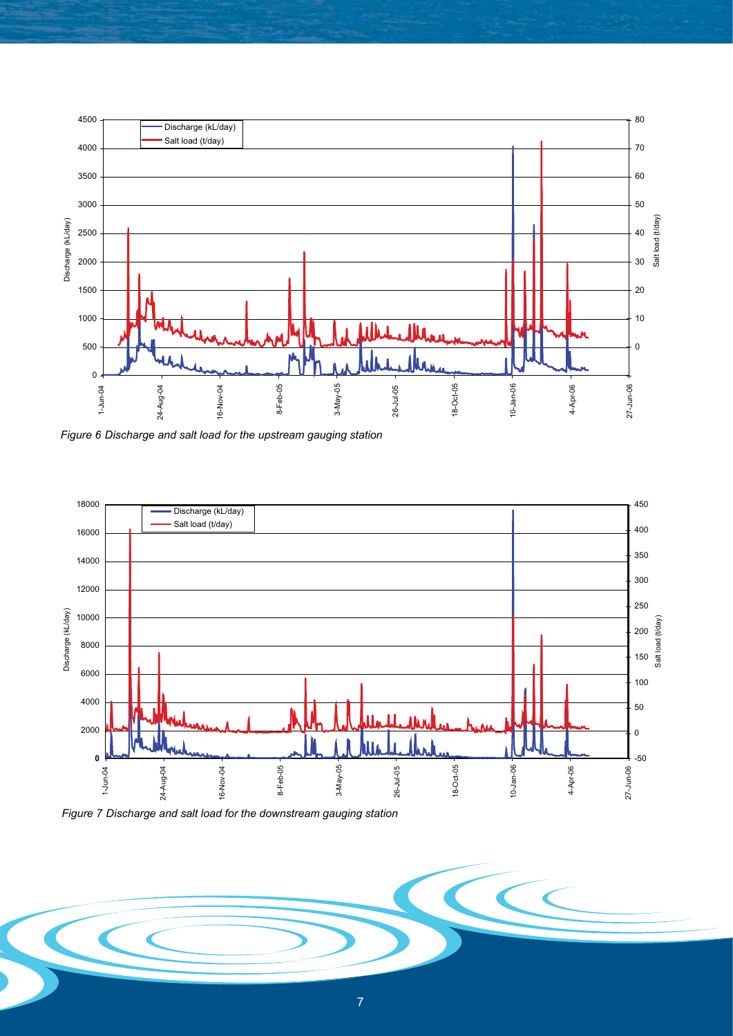*Figure 6 Discharge and salt load for the upstream gauging station*

*Figure 7 Discharge and salt load for the downstream gauging station*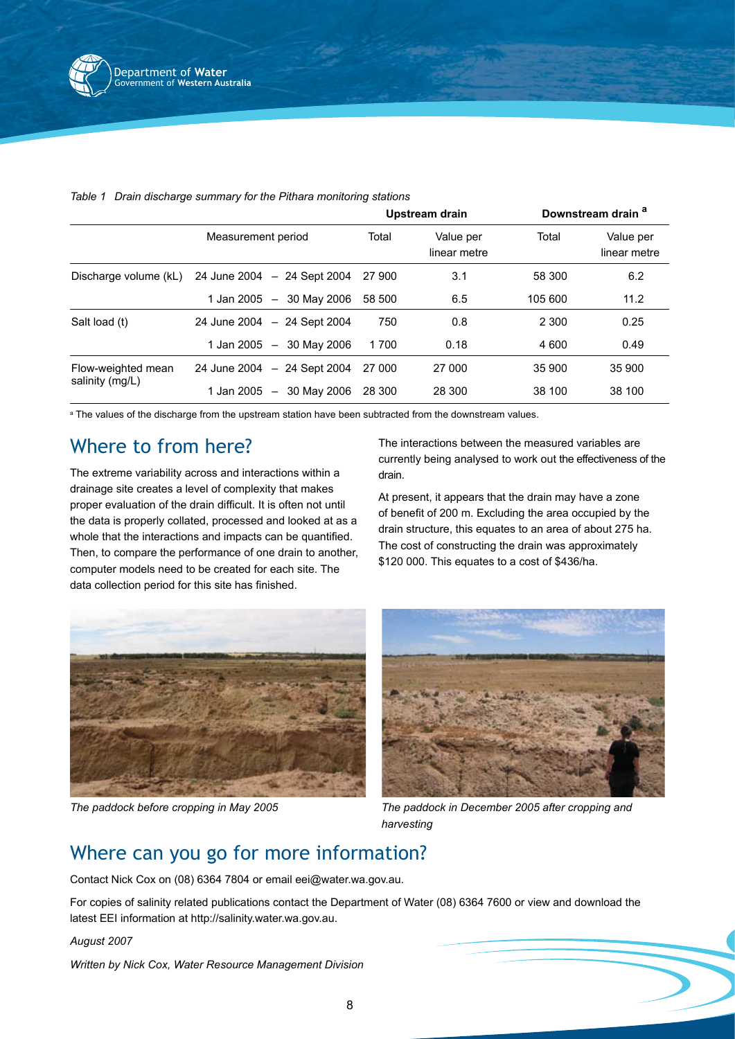*Table 1 Drain discharge summary for the Pithara monitoring stations*

| | Measurement period | Upstream drain | | Downstream drain [a] | |
|---|---|---|---|---|---|
| | | Total | Value per linear metre | Total | Value per linear metre |
| Discharge volume (kL) | 24 June 2004 – 24 Sept 2004 | 27 900 | 3.1 | 58 300 | 6.2 |
| | 1 Jan 2005 – 30 May 2006 | 58 500 | 6.5 | 105 600 | 11.2 |
| Salt load (t) | 24 June 2004 – 24 Sept 2004 | 750 | 0.8 | 2 300 | 0.25 |
| | 1 Jan 2005 – 30 May 2006 | 1 700 | 0.18 | 4 600 | 0.49 |
| Flow-weighted mean salinity (mg/L) | 24 June 2004 – 24 Sept 2004 | 27 000 | 27 000 | 35 900 | 35 900 |
| | 1 Jan 2005 – 30 May 2006 | 28 300 | 28 300 | 38 100 | 38 100 |

[a] The values of the discharge from the upstream station have been subtracted from the downstream values.

## Where to from here?

The extreme variability across and interactions within a drainage site creates a level of complexity that makes proper evaluation of the drain difficult. It is often not until the data is properly collated, processed and looked at as a whole that the interactions and impacts can be quantified. Then, to compare the performance of one drain to another, computer models need to be created for each site. The data collection period for this site has finished.

The interactions between the measured variables are currently being analysed to work out the effectiveness of the drain.

At present, it appears that the drain may have a zone of benefit of 200 m. Excluding the area occupied by the drain structure, this equates to an area of about 275 ha. The cost of constructing the drain was approximately $120 000. This equates to a cost of $436/ha.

*The paddock before cropping in May 2005*

*The paddock in December 2005 after cropping and harvesting*

## Where can you go for more information?

Contact Nick Cox on (08) 6364 7804 or email eei@water.wa.gov.au.

For copies of salinity related publications contact the Department of Water (08) 6364 7600 or view and download the latest EEI information at http://salinity.water.wa.gov.au.

*August 2007*

*Written by Nick Cox, Water Resource Management Division*